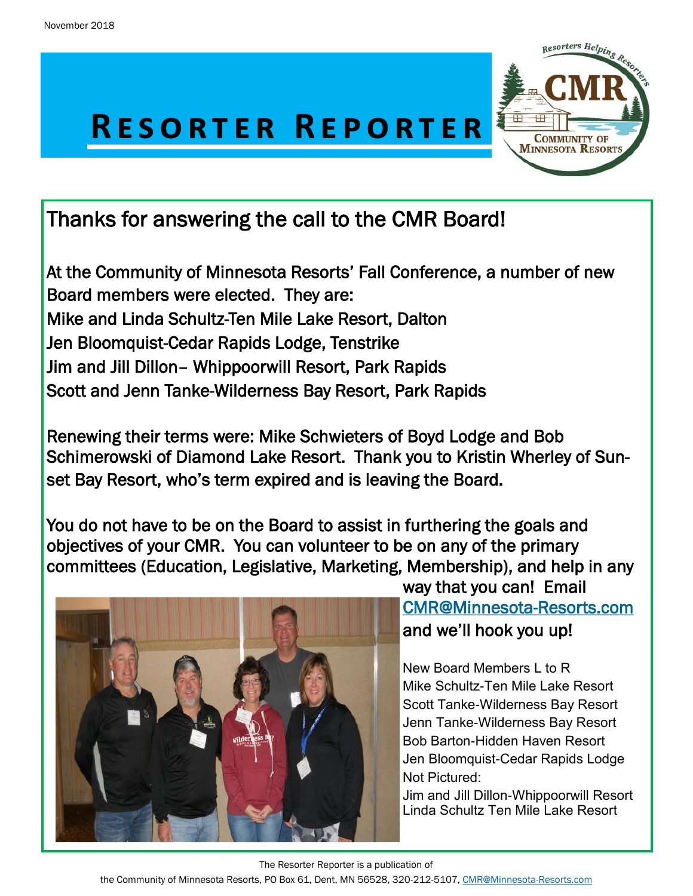November 2018

# RESORTER REPORTER

Resorters Helping Resorters

CMR

COMMUNITY OF MINNESOTA RESORTS

## Thanks for answering the call to the CMR Board!

At the Community of Minnesota Resorts' Fall Conference, a number of new Board members were elected. They are:

Mike and Linda Schultz-Ten Mile Lake Resort, Dalton
Jen Bloomquist-Cedar Rapids Lodge, Tenstrike
Jim and Jill Dillon– Whippoorwill Resort, Park Rapids
Scott and Jenn Tanke-Wilderness Bay Resort, Park Rapids

Renewing their terms were: Mike Schwieters of Boyd Lodge and Bob Schimerowski of Diamond Lake Resort. Thank you to Kristin Wherley of Sunset Bay Resort, who's term expired and is leaving the Board.

You do not have to be on the Board to assist in furthering the goals and objectives of your CMR. You can volunteer to be on any of the primary committees (Education, Legislative, Marketing, Membership), and help in any way that you can! Email CMR@Minnesota-Resorts.com and we'll hook you up!

New Board Members L to R
Mike Schultz-Ten Mile Lake Resort
Scott Tanke-Wilderness Bay Resort
Jenn Tanke-Wilderness Bay Resort
Bob Barton-Hidden Haven Resort
Jen Bloomquist-Cedar Rapids Lodge
Not Pictured:
Jim and Jill Dillon-Whippoorwill Resort
Linda Schultz Ten Mile Lake Resort

The Resorter Reporter is a publication of
the Community of Minnesota Resorts, PO Box 61, Dent, MN 56528, 320-212-5107, CMR@Minnesota-Resorts.com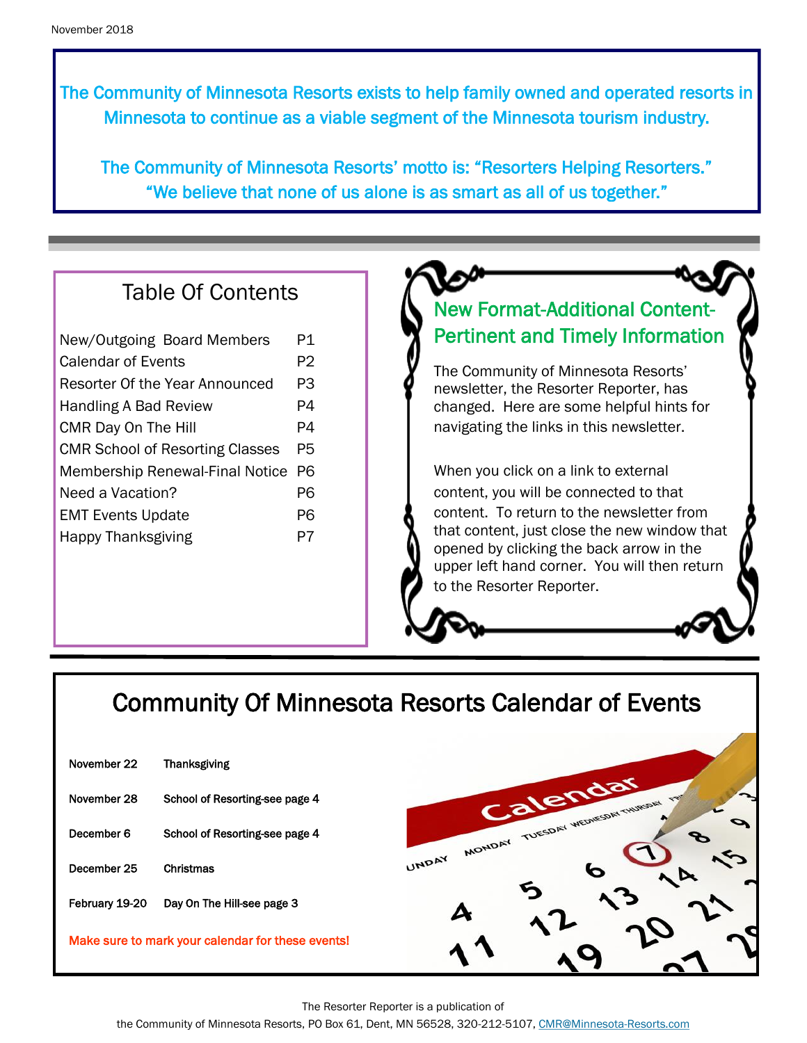November 2018

**The Community of Minnesota Resorts exists to help family owned and operated resorts in Minnesota to continue as a viable segment of the Minnesota tourism industry.**

**The Community of Minnesota Resorts' motto is: "Resorters Helping Resorters." "We believe that none of us alone is as smart as all of us together."**

## Table Of Contents

| | |
|---|---|
| New/Outgoing Board Members | P1 |
| Calendar of Events | P2 |
| Resorter Of the Year Announced | P3 |
| Handling A Bad Review | P4 |
| CMR Day On The Hill | P4 |
| CMR School of Resorting Classes | P5 |
| Membership Renewal-Final Notice | P6 |
| Need a Vacation? | P6 |
| EMT Events Update | P6 |
| Happy Thanksgiving | P7 |

## New Format-Additional Content-Pertinent and Timely Information

The Community of Minnesota Resorts' newsletter, the Resorter Reporter, has changed. Here are some helpful hints for navigating the links in this newsletter.

When you click on a link to external content, you will be connected to that content. To return to the newsletter from that content, just close the new window that opened by clicking the back arrow in the upper left hand corner. You will then return to the Resorter Reporter.

## Community Of Minnesota Resorts Calendar of Events

| | |
|---|---|
| November 22 | Thanksgiving |
| November 28 | School of Resorting-see page 4 |
| December 6 | School of Resorting-see page 4 |
| December 25 | Christmas |
| February 19-20 | Day On The Hill-see page 3 |

Make sure to mark your calendar for these events!

The Resorter Reporter is a publication of the Community of Minnesota Resorts, PO Box 61, Dent, MN 56528, 320-212-5107, CMR@Minnesota-Resorts.com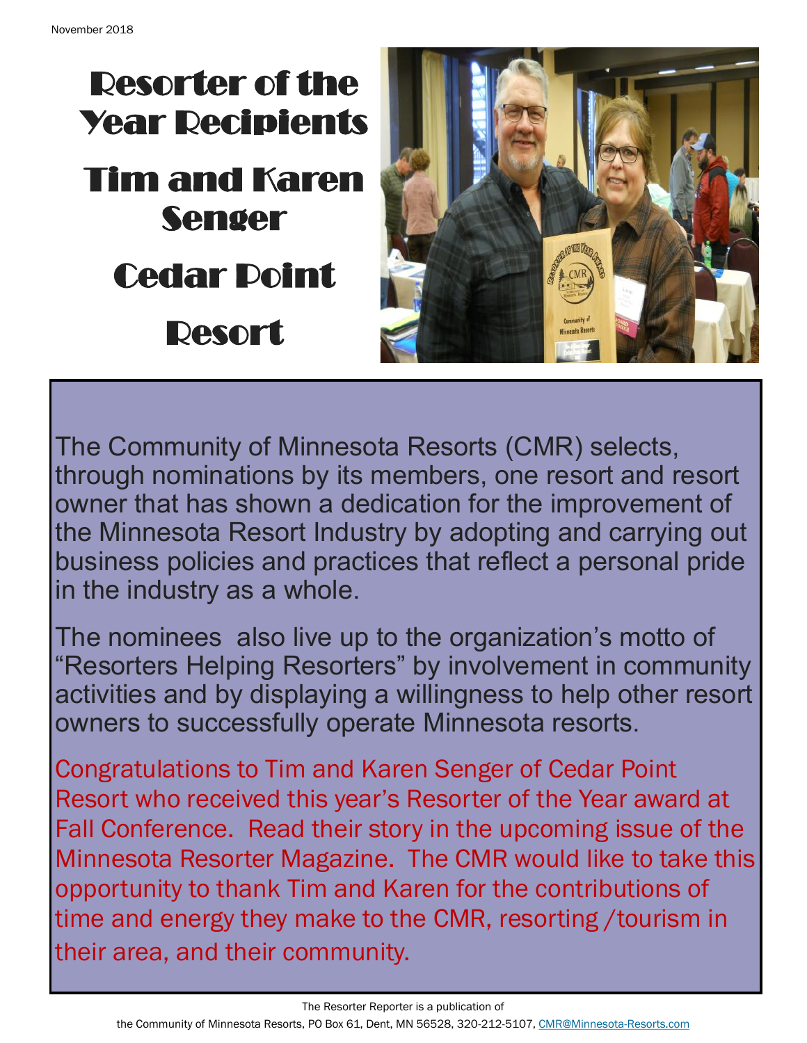# Resorter of the Year Recipients

## Tim and Karen Senger

## Cedar Point Resort

The Community of Minnesota Resorts (CMR) selects, through nominations by its members, one resort and resort owner that has shown a dedication for the improvement of the Minnesota Resort Industry by adopting and carrying out business policies and practices that reflect a personal pride in the industry as a whole.

The nominees also live up to the organization's motto of "Resorters Helping Resorters" by involvement in community activities and by displaying a willingness to help other resort owners to successfully operate Minnesota resorts.

Congratulations to Tim and Karen Senger of Cedar Point Resort who received this year's Resorter of the Year award at Fall Conference. Read their story in the upcoming issue of the Minnesota Resorter Magazine. The CMR would like to take this opportunity to thank Tim and Karen for the contributions of time and energy they make to the CMR, resorting /tourism in their area, and their community.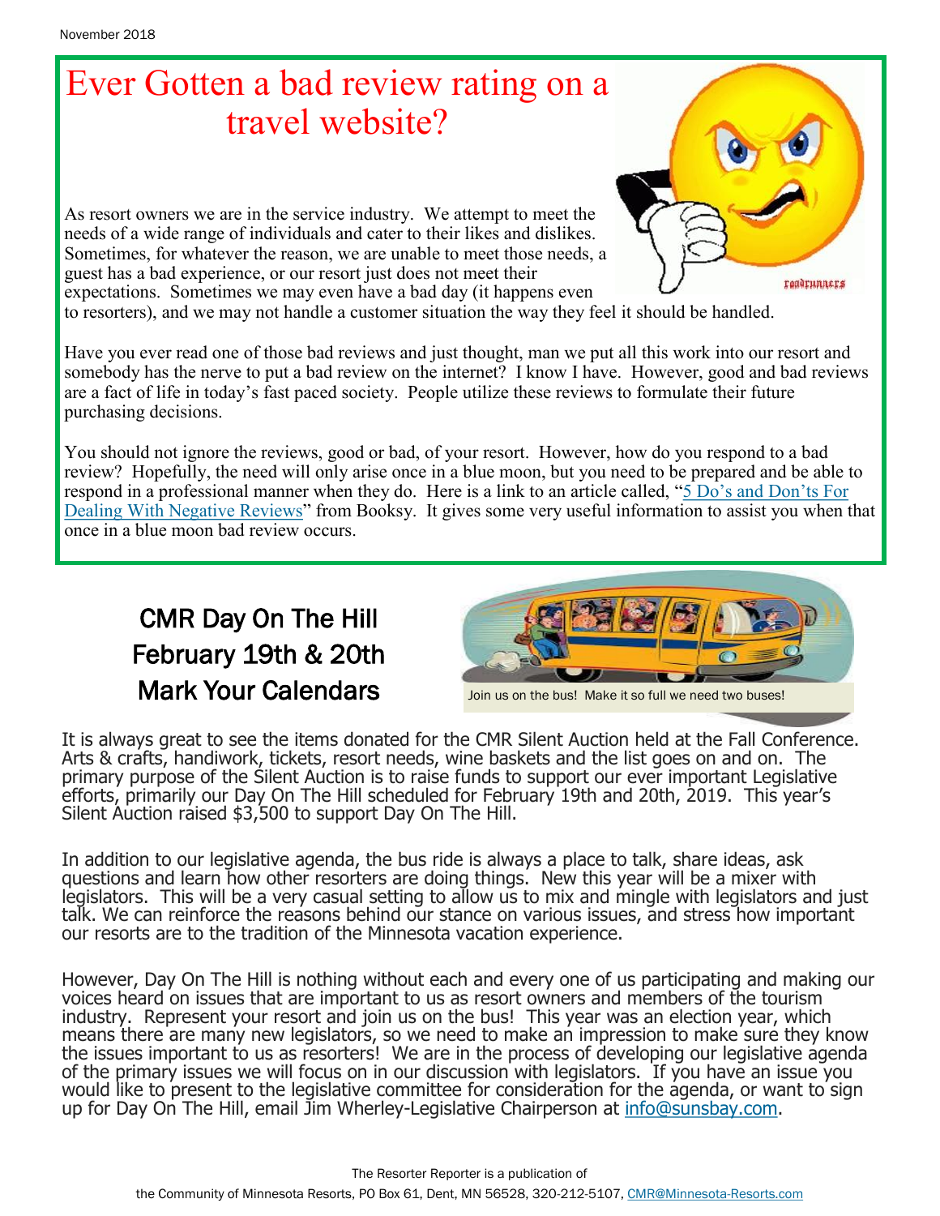# Ever Gotten a bad review rating on a travel website?

As resort owners we are in the service industry. We attempt to meet the needs of a wide range of individuals and cater to their likes and dislikes. Sometimes, for whatever the reason, we are unable to meet those needs, a guest has a bad experience, or our resort just does not meet their expectations. Sometimes we may even have a bad day (it happens even to resorters), and we may not handle a customer situation the way they feel it should be handled.

Have you ever read one of those bad reviews and just thought, man we put all this work into our resort and somebody has the nerve to put a bad review on the internet? I know I have. However, good and bad reviews are a fact of life in today's fast paced society. People utilize these reviews to formulate their future purchasing decisions.

You should not ignore the reviews, good or bad, of your resort. However, how do you respond to a bad review? Hopefully, the need will only arise once in a blue moon, but you need to be prepared and be able to respond in a professional manner when they do. Here is a link to an article called, "5 Do's and Don'ts For Dealing With Negative Reviews" from Booksy. It gives some very useful information to assist you when that once in a blue moon bad review occurs.

## CMR Day On The Hill
## February 19th & 20th
## Mark Your Calendars

Join us on the bus! Make it so full we need two buses!

It is always great to see the items donated for the CMR Silent Auction held at the Fall Conference. Arts & crafts, handiwork, tickets, resort needs, wine baskets and the list goes on and on. The primary purpose of the Silent Auction is to raise funds to support our ever important Legislative efforts, primarily our Day On The Hill scheduled for February 19th and 20th, 2019. This year's Silent Auction raised $3,500 to support Day On The Hill.

In addition to our legislative agenda, the bus ride is always a place to talk, share ideas, ask questions and learn how other resorters are doing things. New this year will be a mixer with legislators. This will be a very casual setting to allow us to mix and mingle with legislators and just talk. We can reinforce the reasons behind our stance on various issues, and stress how important our resorts are to the tradition of the Minnesota vacation experience.

However, Day On The Hill is nothing without each and every one of us participating and making our voices heard on issues that are important to us as resort owners and members of the tourism industry. Represent your resort and join us on the bus! This year was an election year, which means there are many new legislators, so we need to make an impression to make sure they know the issues important to us as resorters! We are in the process of developing our legislative agenda of the primary issues we will focus on in our discussion with legislators. If you have an issue you would like to present to the legislative committee for consideration for the agenda, or want to sign up for Day On The Hill, email Jim Wherley-Legislative Chairperson at info@sunsbay.com.

The Resorter Reporter is a publication of the Community of Minnesota Resorts, PO Box 61, Dent, MN 56528, 320-212-5107, CMR@Minnesota-Resorts.com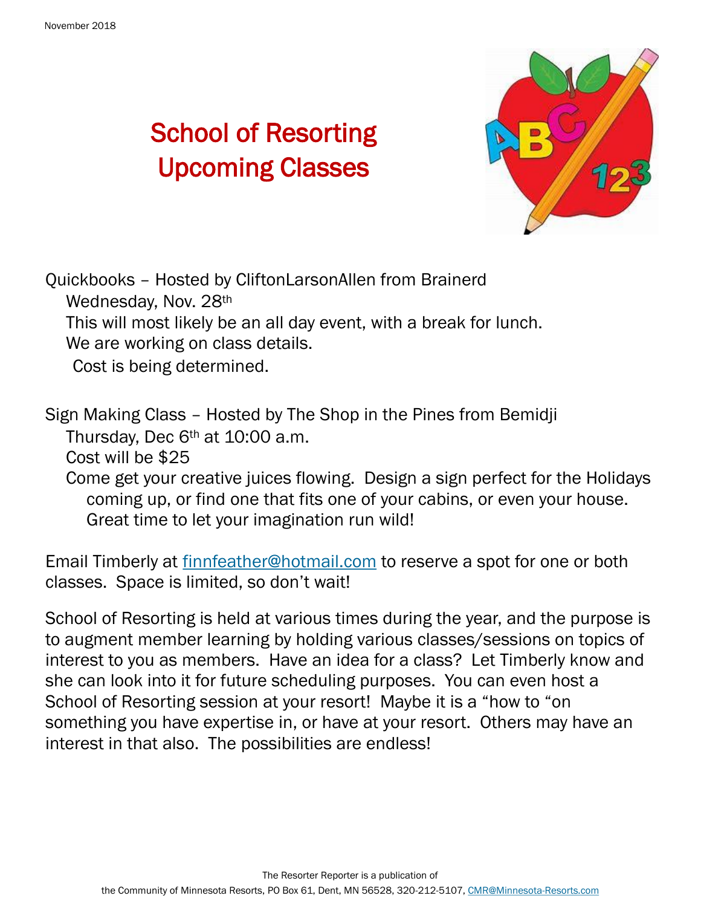# School of Resorting Upcoming Classes

Quickbooks – Hosted by CliftonLarsonAllen from Brainerd

Wednesday, Nov. 28th

This will most likely be an all day event, with a break for lunch.

We are working on class details.

Cost is being determined.

Sign Making Class – Hosted by The Shop in the Pines from Bemidji

Thursday, Dec 6th at 10:00 a.m.

Cost will be $25

Come get your creative juices flowing. Design a sign perfect for the Holidays coming up, or find one that fits one of your cabins, or even your house. Great time to let your imagination run wild!

Email Timberly at finnfeather@hotmail.com to reserve a spot for one or both classes. Space is limited, so don't wait!

School of Resorting is held at various times during the year, and the purpose is to augment member learning by holding various classes/sessions on topics of interest to you as members. Have an idea for a class? Let Timberly know and she can look into it for future scheduling purposes. You can even host a School of Resorting session at your resort! Maybe it is a "how to "on something you have expertise in, or have at your resort. Others may have an interest in that also. The possibilities are endless!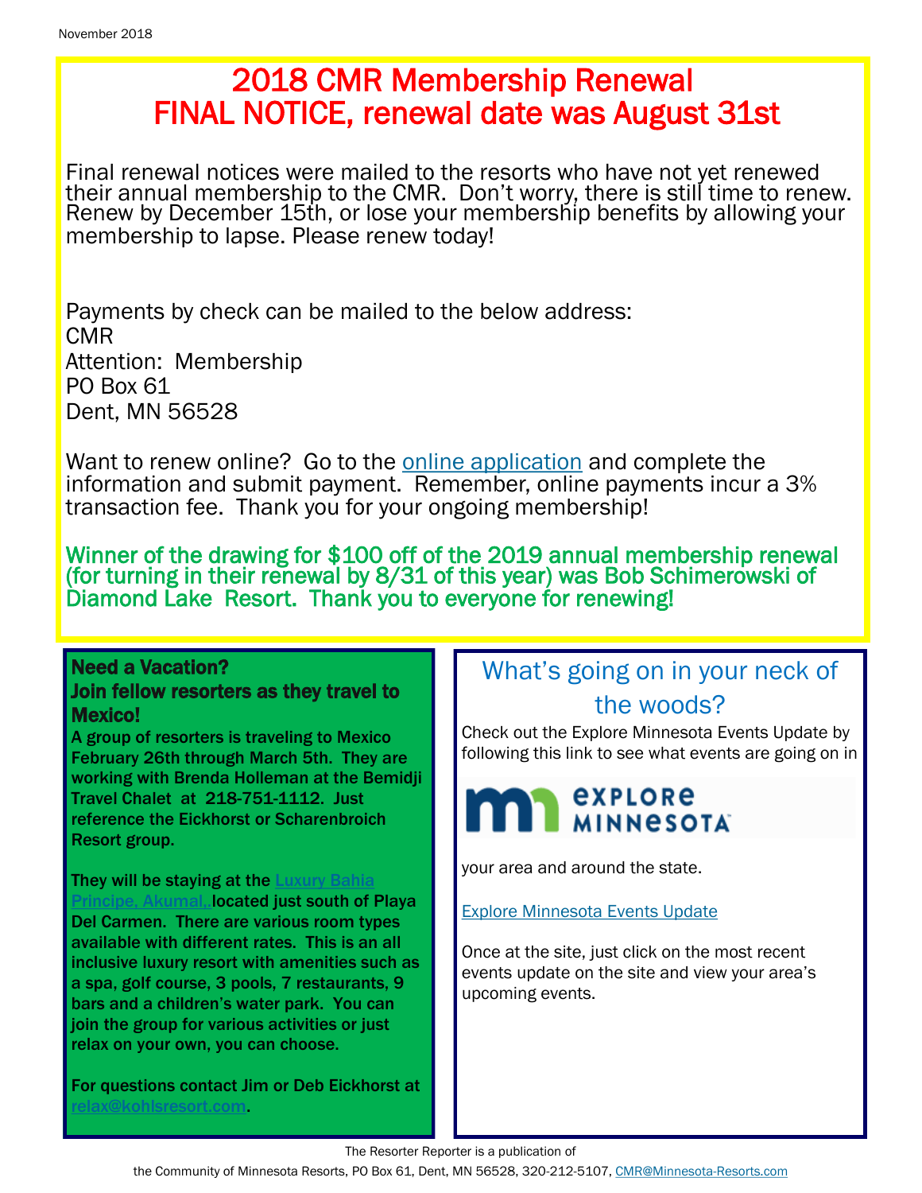# 2018 CMR Membership Renewal
# FINAL NOTICE, renewal date was August 31st

Final renewal notices were mailed to the resorts who have not yet renewed their annual membership to the CMR. Don't worry, there is still time to renew. Renew by December 15th, or lose your membership benefits by allowing your membership to lapse. Please renew today!

Payments by check can be mailed to the below address:
CMR
Attention: Membership
PO Box 61
Dent, MN 56528

Want to renew online? Go to the online application and complete the information and submit payment. Remember, online payments incur a 3% transaction fee. Thank you for your ongoing membership!

**Winner of the drawing for $100 off of the 2019 annual membership renewal (for turning in their renewal by 8/31 of this year) was Bob Schimerowski of Diamond Lake Resort. Thank you to everyone for renewing!**

## Need a Vacation? Join fellow resorters as they travel to Mexico!

**A group of resorters is traveling to Mexico February 26th through March 5th. They are working with Brenda Holleman at the Bemidji Travel Chalet at 218-751-1112. Just reference the Eickhorst or Scharenbroich Resort group.**

**They will be staying at the Luxury Bahia Principe, Akumal, located just south of Playa Del Carmen. There are various room types available with different rates. This is an all inclusive luxury resort with amenities such as a spa, golf course, 3 pools, 7 restaurants, 9 bars and a children's water park. You can join the group for various activities or just relax on your own, you can choose.**

**For questions contact Jim or Deb Eickhorst at relax@kohlsresort.com.**

## What's going on in your neck of the woods?

Check out the Explore Minnesota Events Update by following this link to see what events are going on in

EXPLORE MINNESOTA

your area and around the state.

Explore Minnesota Events Update

Once at the site, just click on the most recent events update on the site and view your area's upcoming events.

The Resorter Reporter is a publication of the Community of Minnesota Resorts, PO Box 61, Dent, MN 56528, 320-212-5107, CMR@Minnesota-Resorts.com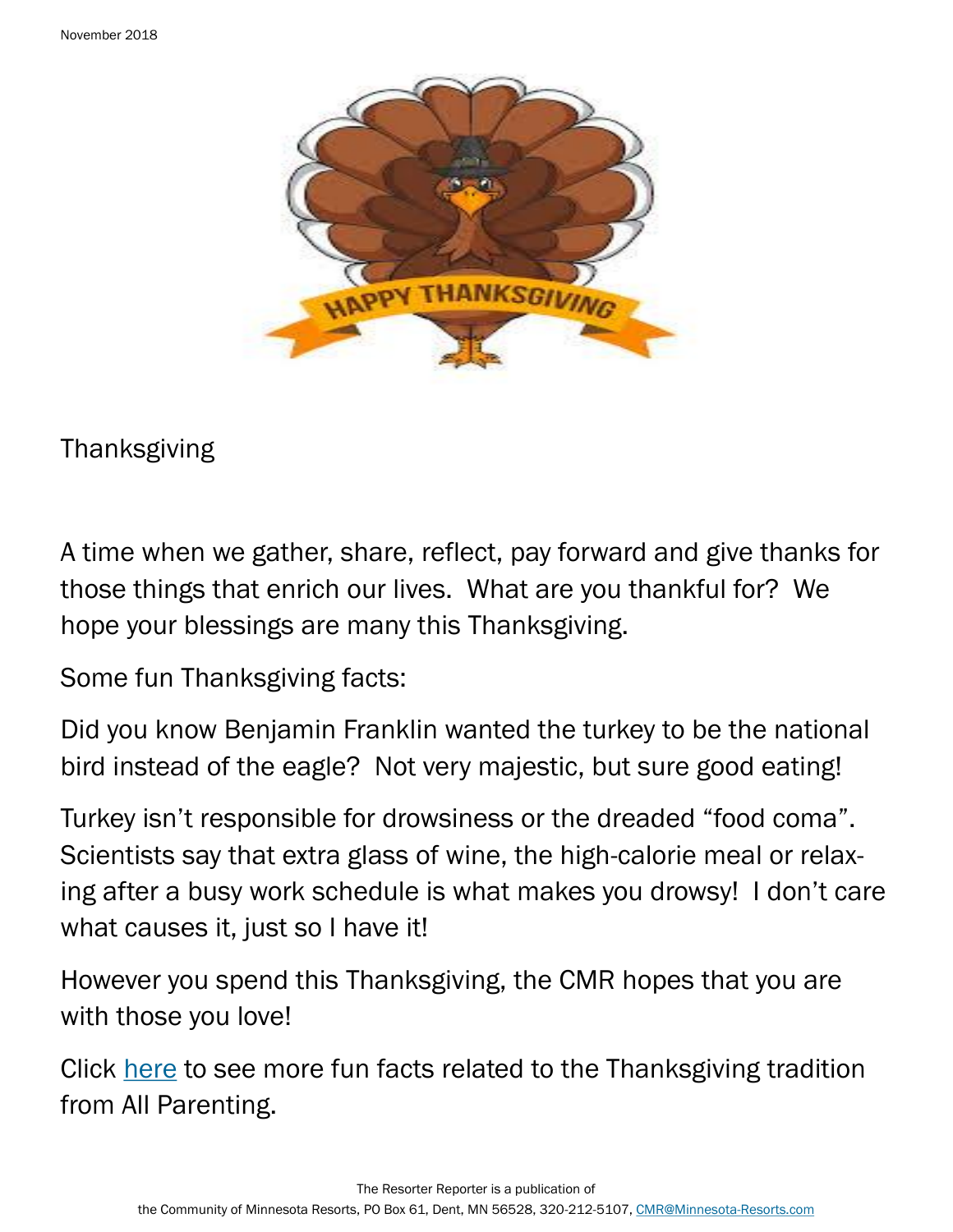# Thanksgiving

A time when we gather, share, reflect, pay forward and give thanks for those things that enrich our lives. What are you thankful for? We hope your blessings are many this Thanksgiving.

Some fun Thanksgiving facts:

Did you know Benjamin Franklin wanted the turkey to be the national bird instead of the eagle? Not very majestic, but sure good eating!

Turkey isn't responsible for drowsiness or the dreaded "food coma". Scientists say that extra glass of wine, the high-calorie meal or relaxing after a busy work schedule is what makes you drowsy! I don't care what causes it, just so I have it!

However you spend this Thanksgiving, the CMR hopes that you are with those you love!

Click here to see more fun facts related to the Thanksgiving tradition from All Parenting.